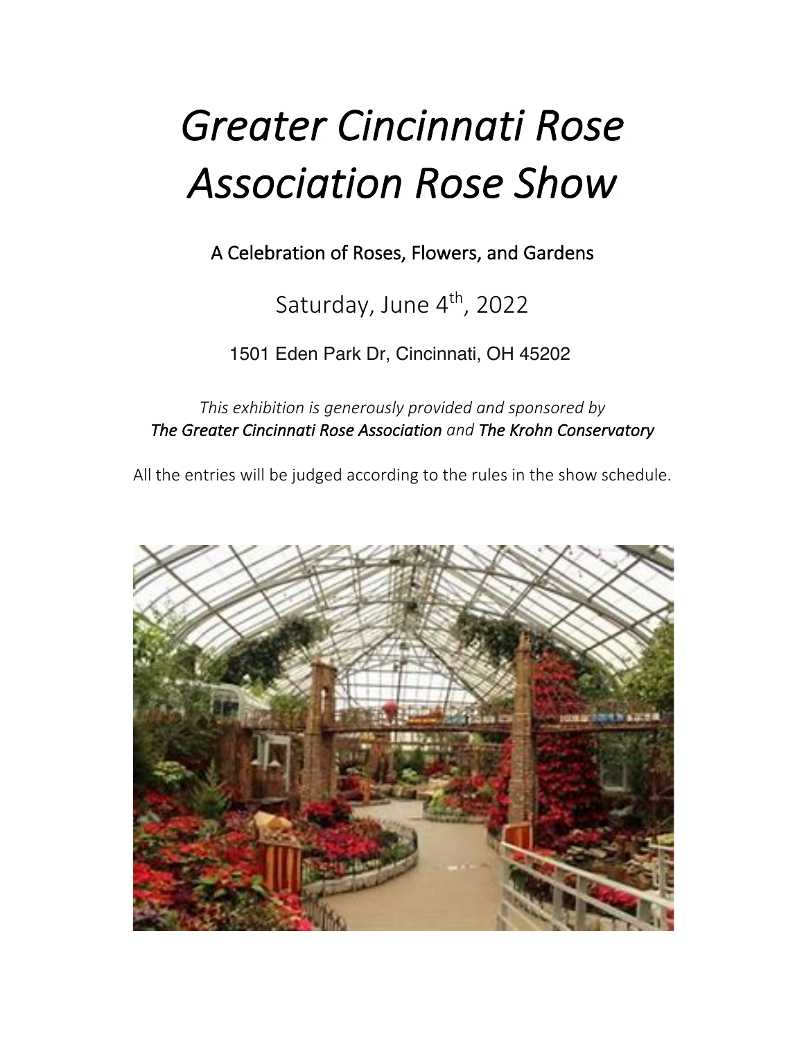# *Greater Cincinnati Rose Association Rose Show*

**A Celebration of Roses, Flowers, and Gardens**

Saturday, June 4th, 2022

1501 Eden Park Dr, Cincinnati, OH 45202

*This exhibition is generously provided and sponsored by*
***The Greater Cincinnati Rose Association** and **The Krohn Conservatory***

All the entries will be judged according to the rules in the show schedule.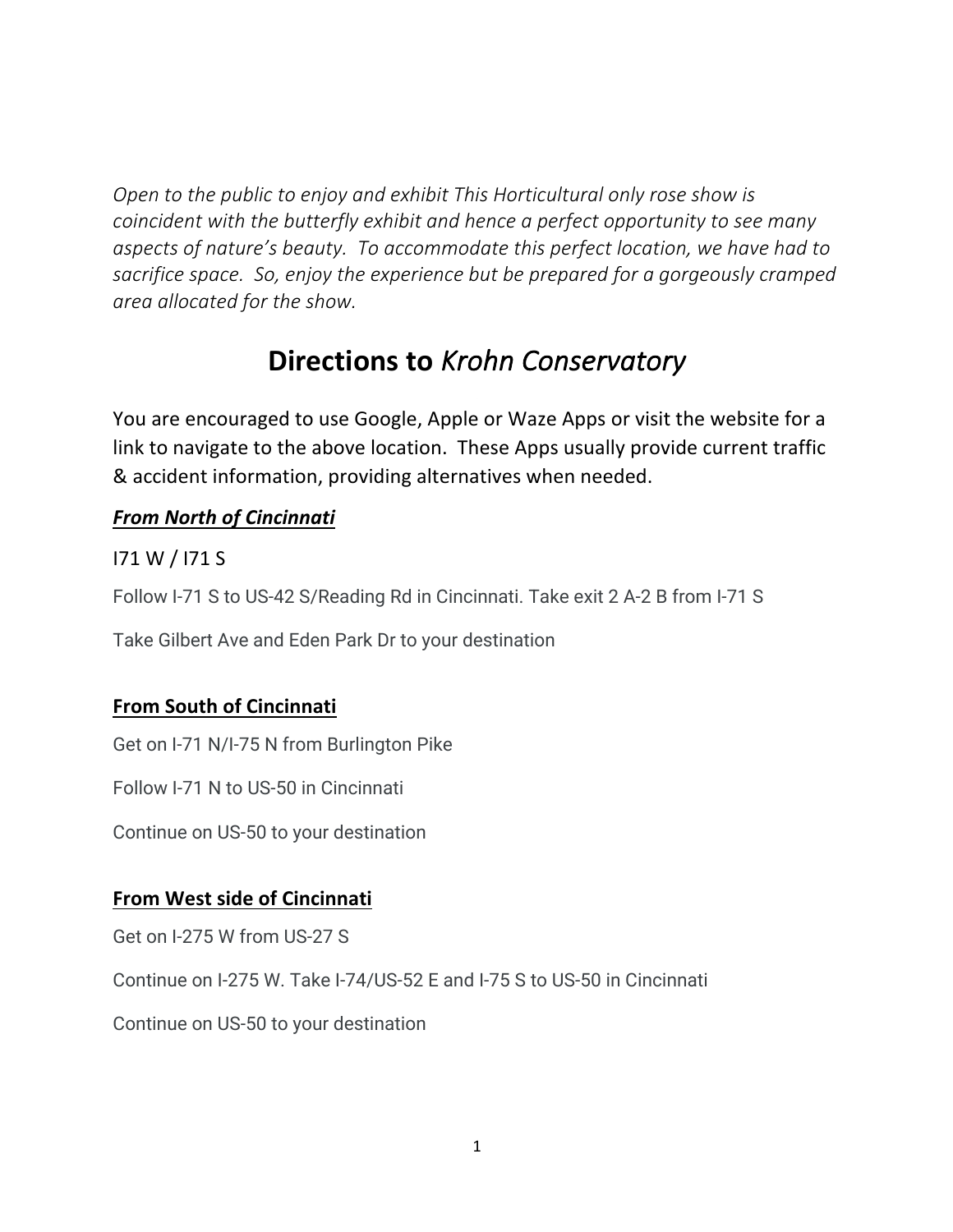*Open to the public to enjoy and exhibit This Horticultural only rose show is coincident with the butterfly exhibit and hence a perfect opportunity to see many aspects of nature's beauty. To accommodate this perfect location, we have had to sacrifice space. So, enjoy the experience but be prepared for a gorgeously cramped area allocated for the show.*

# Directions to *Krohn Conservatory*

You are encouraged to use Google, Apple or Waze Apps or visit the website for a link to navigate to the above location. These Apps usually provide current traffic & accident information, providing alternatives when needed.

***<u>From North of Cincinnati</u>***

I71 W / I71 S

Follow I-71 S to US-42 S/Reading Rd in Cincinnati. Take exit 2 A-2 B from I-71 S

Take Gilbert Ave and Eden Park Dr to your destination

**<u>From South of Cincinnati</u>**

Get on I-71 N/I-75 N from Burlington Pike

Follow I-71 N to US-50 in Cincinnati

Continue on US-50 to your destination

**<u>From West side of Cincinnati</u>**

Get on I-275 W from US-27 S

Continue on I-275 W. Take I-74/US-52 E and I-75 S to US-50 in Cincinnati

Continue on US-50 to your destination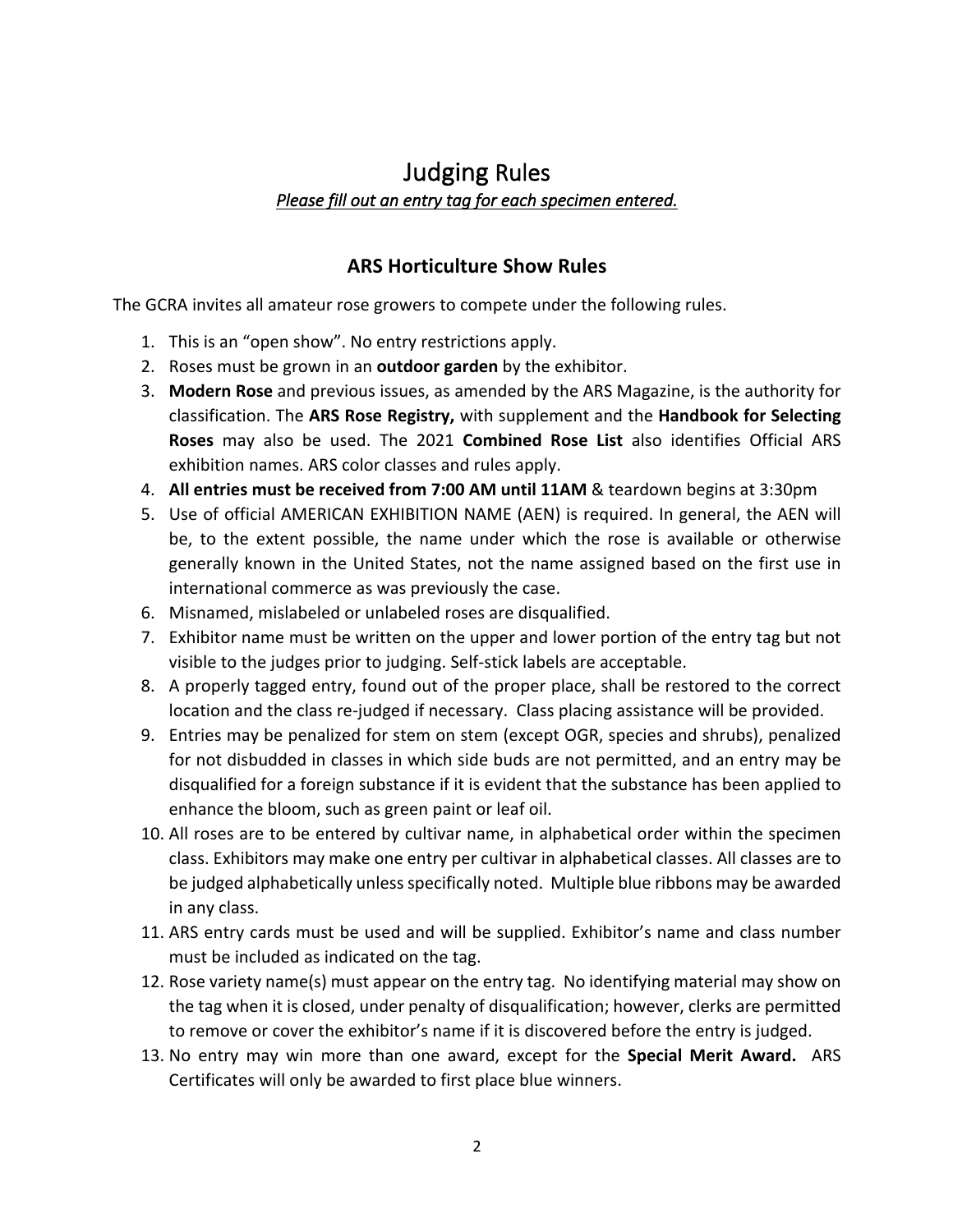# Judging Rules

*Please fill out an entry tag for each specimen entered.*

## ARS Horticulture Show Rules

The GCRA invites all amateur rose growers to compete under the following rules.

1. This is an "open show". No entry restrictions apply.
2. Roses must be grown in an **outdoor garden** by the exhibitor.
3. **Modern Rose** and previous issues, as amended by the ARS Magazine, is the authority for classification. The **ARS Rose Registry,** with supplement and the **Handbook for Selecting Roses** may also be used. The 2021 **Combined Rose List** also identifies Official ARS exhibition names. ARS color classes and rules apply.
4. **All entries must be received from 7:00 AM until 11AM** & teardown begins at 3:30pm
5. Use of official AMERICAN EXHIBITION NAME (AEN) is required. In general, the AEN will be, to the extent possible, the name under which the rose is available or otherwise generally known in the United States, not the name assigned based on the first use in international commerce as was previously the case.
6. Misnamed, mislabeled or unlabeled roses are disqualified.
7. Exhibitor name must be written on the upper and lower portion of the entry tag but not visible to the judges prior to judging. Self-stick labels are acceptable.
8. A properly tagged entry, found out of the proper place, shall be restored to the correct location and the class re-judged if necessary. Class placing assistance will be provided.
9. Entries may be penalized for stem on stem (except OGR, species and shrubs), penalized for not disbudded in classes in which side buds are not permitted, and an entry may be disqualified for a foreign substance if it is evident that the substance has been applied to enhance the bloom, such as green paint or leaf oil.
10. All roses are to be entered by cultivar name, in alphabetical order within the specimen class. Exhibitors may make one entry per cultivar in alphabetical classes. All classes are to be judged alphabetically unless specifically noted. Multiple blue ribbons may be awarded in any class.
11. ARS entry cards must be used and will be supplied. Exhibitor's name and class number must be included as indicated on the tag.
12. Rose variety name(s) must appear on the entry tag. No identifying material may show on the tag when it is closed, under penalty of disqualification; however, clerks are permitted to remove or cover the exhibitor's name if it is discovered before the entry is judged.
13. No entry may win more than one award, except for the **Special Merit Award.** ARS Certificates will only be awarded to first place blue winners.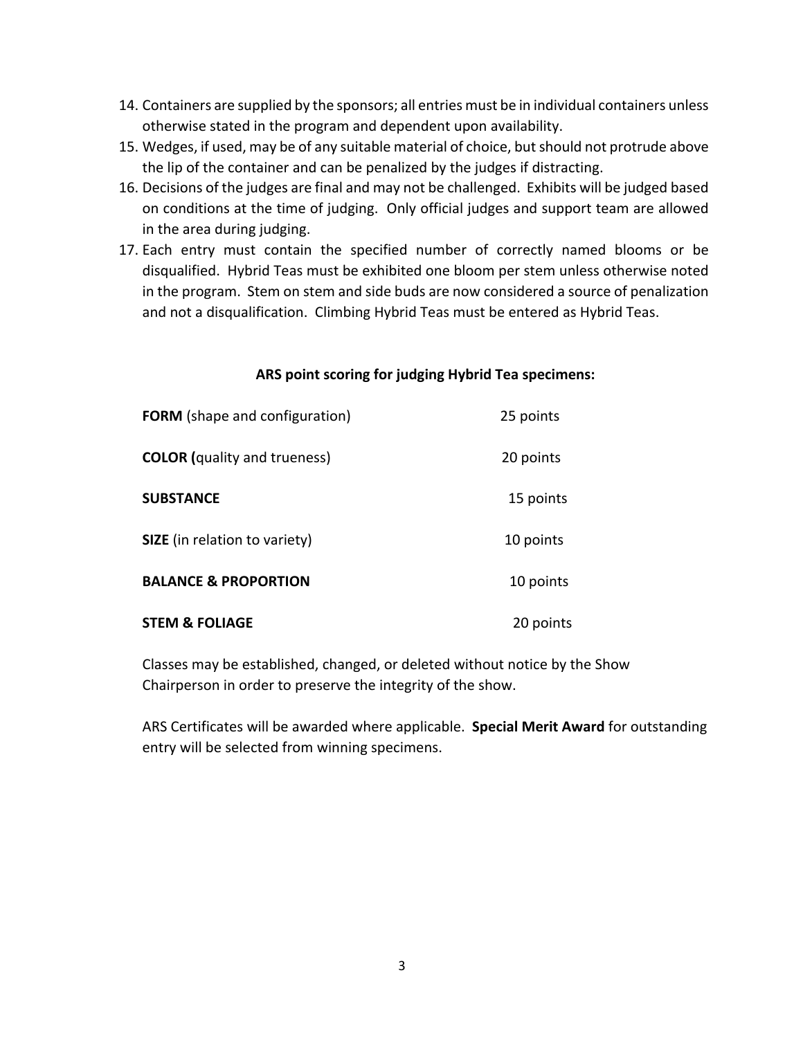14. Containers are supplied by the sponsors; all entries must be in individual containers unless otherwise stated in the program and dependent upon availability.
15. Wedges, if used, may be of any suitable material of choice, but should not protrude above the lip of the container and can be penalized by the judges if distracting.
16. Decisions of the judges are final and may not be challenged. Exhibits will be judged based on conditions at the time of judging. Only official judges and support team are allowed in the area during judging.
17. Each entry must contain the specified number of correctly named blooms or be disqualified. Hybrid Teas must be exhibited one bloom per stem unless otherwise noted in the program. Stem on stem and side buds are now considered a source of penalization and not a disqualification. Climbing Hybrid Teas must be entered as Hybrid Teas.

**ARS point scoring for judging Hybrid Tea specimens:**

| | |
|---|---|
| **FORM** (shape and configuration) | 25 points |
| **COLOR (**quality and trueness) | 20 points |
| **SUBSTANCE** | 15 points |
| **SIZE** (in relation to variety) | 10 points |
| **BALANCE & PROPORTION** | 10 points |
| **STEM & FOLIAGE** | 20 points |

Classes may be established, changed, or deleted without notice by the Show Chairperson in order to preserve the integrity of the show.

ARS Certificates will be awarded where applicable. **Special Merit Award** for outstanding entry will be selected from winning specimens.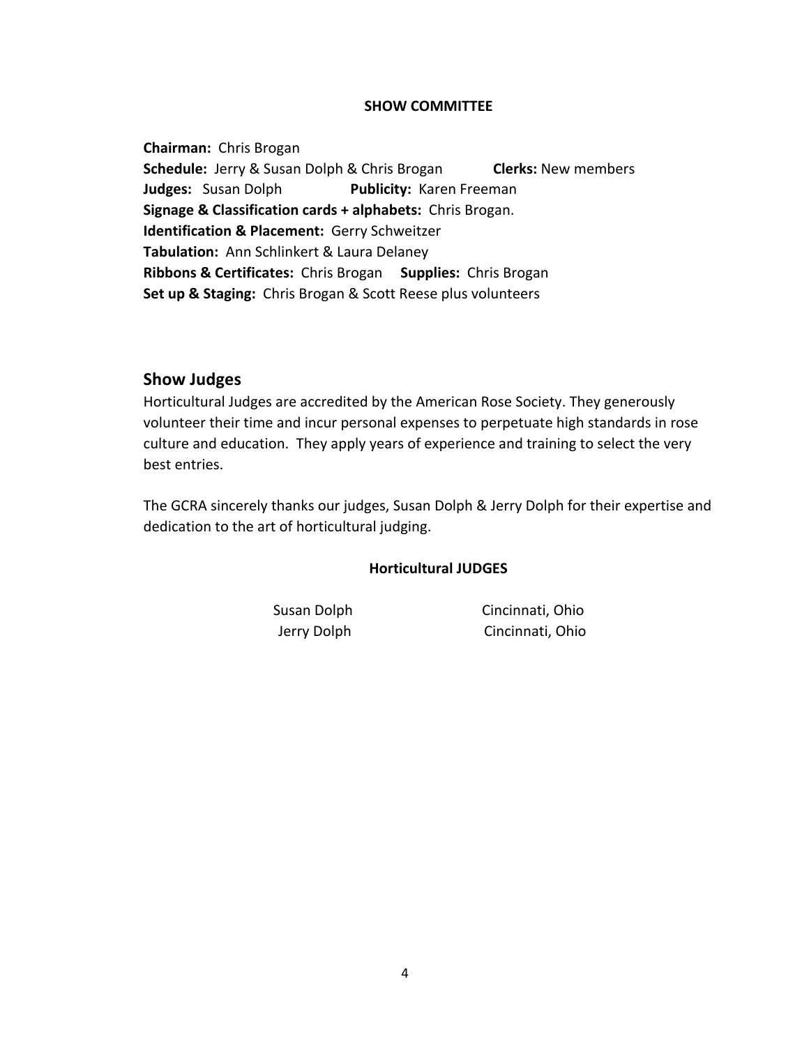**SHOW COMMITTEE**

**Chairman:** Chris Brogan
**Schedule:** Jerry & Susan Dolph & Chris Brogan **Clerks:** New members
**Judges:** Susan Dolph **Publicity:** Karen Freeman
**Signage & Classification cards + alphabets:** Chris Brogan.
**Identification & Placement:** Gerry Schweitzer
**Tabulation:** Ann Schlinkert & Laura Delaney
**Ribbons & Certificates:** Chris Brogan **Supplies:** Chris Brogan
**Set up & Staging:** Chris Brogan & Scott Reese plus volunteers

## Show Judges

Horticultural Judges are accredited by the American Rose Society. They generously volunteer their time and incur personal expenses to perpetuate high standards in rose culture and education. They apply years of experience and training to select the very best entries.

The GCRA sincerely thanks our judges, Susan Dolph & Jerry Dolph for their expertise and dedication to the art of horticultural judging.

**Horticultural JUDGES**

| | |
|---|---|
| Susan Dolph | Cincinnati, Ohio |
| Jerry Dolph | Cincinnati, Ohio |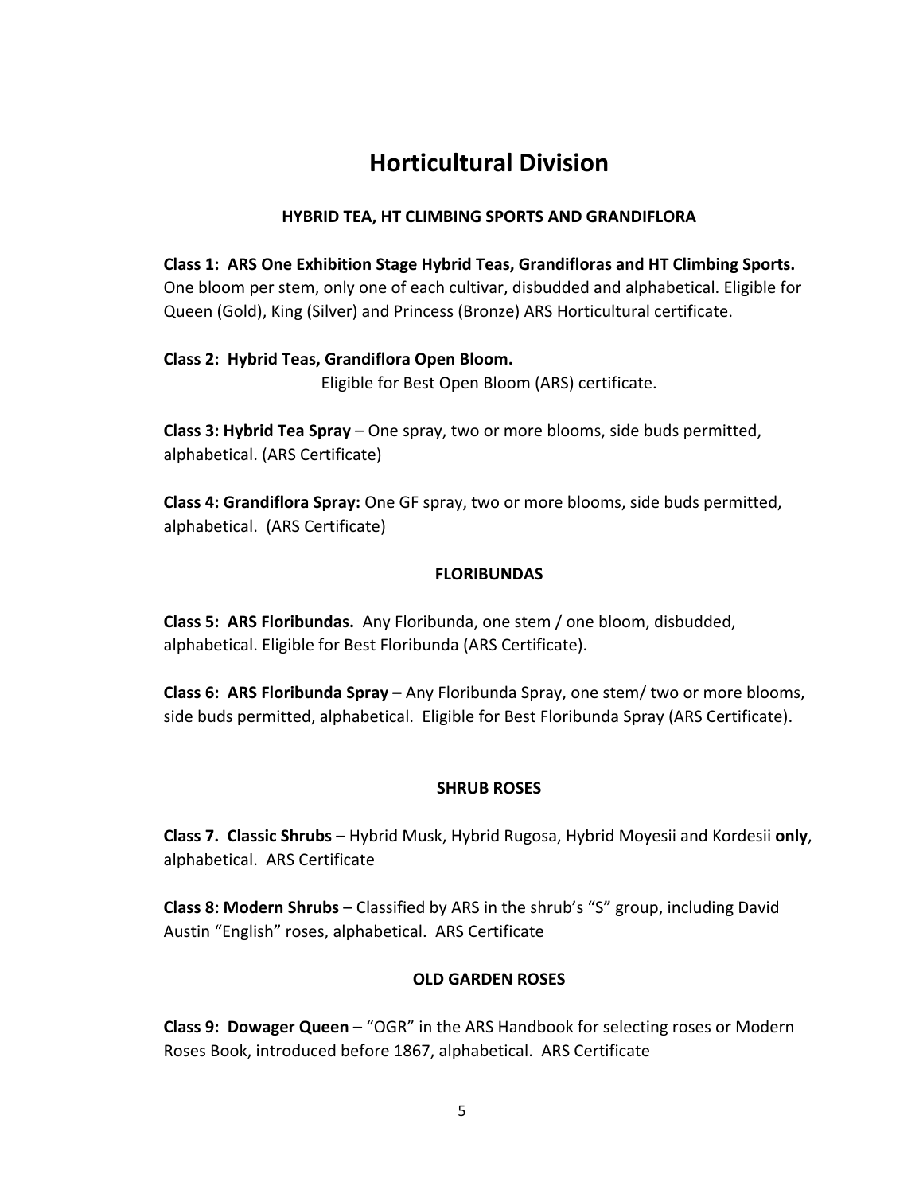# Horticultural Division

### HYBRID TEA, HT CLIMBING SPORTS AND GRANDIFLORA

**Class 1: ARS One Exhibition Stage Hybrid Teas, Grandifloras and HT Climbing Sports.** One bloom per stem, only one of each cultivar, disbudded and alphabetical. Eligible for Queen (Gold), King (Silver) and Princess (Bronze) ARS Horticultural certificate.

**Class 2: Hybrid Teas, Grandiflora Open Bloom.**
Eligible for Best Open Bloom (ARS) certificate.

**Class 3: Hybrid Tea Spray** – One spray, two or more blooms, side buds permitted, alphabetical. (ARS Certificate)

**Class 4: Grandiflora Spray:** One GF spray, two or more blooms, side buds permitted, alphabetical. (ARS Certificate)

### FLORIBUNDAS

**Class 5: ARS Floribundas.** Any Floribunda, one stem / one bloom, disbudded, alphabetical. Eligible for Best Floribunda (ARS Certificate).

**Class 6: ARS Floribunda Spray –** Any Floribunda Spray, one stem/ two or more blooms, side buds permitted, alphabetical. Eligible for Best Floribunda Spray (ARS Certificate).

### SHRUB ROSES

**Class 7. Classic Shrubs** – Hybrid Musk, Hybrid Rugosa, Hybrid Moyesii and Kordesii **only**, alphabetical. ARS Certificate

**Class 8: Modern Shrubs** – Classified by ARS in the shrub's "S" group, including David Austin "English" roses, alphabetical. ARS Certificate

### OLD GARDEN ROSES

**Class 9: Dowager Queen** – "OGR" in the ARS Handbook for selecting roses or Modern Roses Book, introduced before 1867, alphabetical. ARS Certificate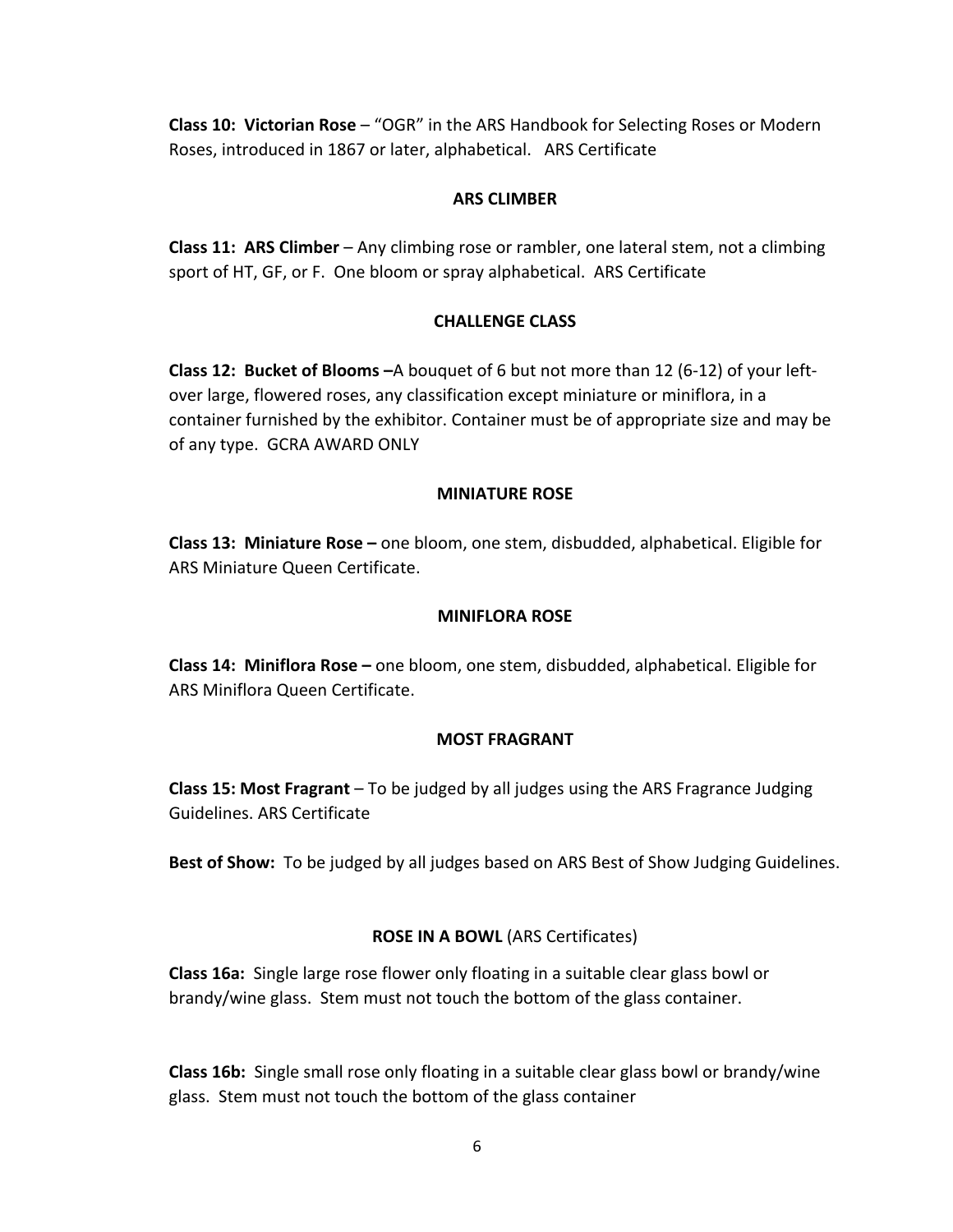**Class 10: Victorian Rose** – "OGR" in the ARS Handbook for Selecting Roses or Modern Roses, introduced in 1867 or later, alphabetical. ARS Certificate

## ARS CLIMBER

**Class 11: ARS Climber** – Any climbing rose or rambler, one lateral stem, not a climbing sport of HT, GF, or F. One bloom or spray alphabetical. ARS Certificate

## CHALLENGE CLASS

**Class 12: Bucket of Blooms –** A bouquet of 6 but not more than 12 (6-12) of your left-over large, flowered roses, any classification except miniature or miniflora, in a container furnished by the exhibitor. Container must be of appropriate size and may be of any type. GCRA AWARD ONLY

## MINIATURE ROSE

**Class 13: Miniature Rose –** one bloom, one stem, disbudded, alphabetical. Eligible for ARS Miniature Queen Certificate.

## MINIFLORA ROSE

**Class 14: Miniflora Rose –** one bloom, one stem, disbudded, alphabetical. Eligible for ARS Miniflora Queen Certificate.

## MOST FRAGRANT

**Class 15: Most Fragrant** – To be judged by all judges using the ARS Fragrance Judging Guidelines. ARS Certificate

**Best of Show:** To be judged by all judges based on ARS Best of Show Judging Guidelines.

## ROSE IN A BOWL (ARS Certificates)

**Class 16a:** Single large rose flower only floating in a suitable clear glass bowl or brandy/wine glass. Stem must not touch the bottom of the glass container.

**Class 16b:** Single small rose only floating in a suitable clear glass bowl or brandy/wine glass. Stem must not touch the bottom of the glass container